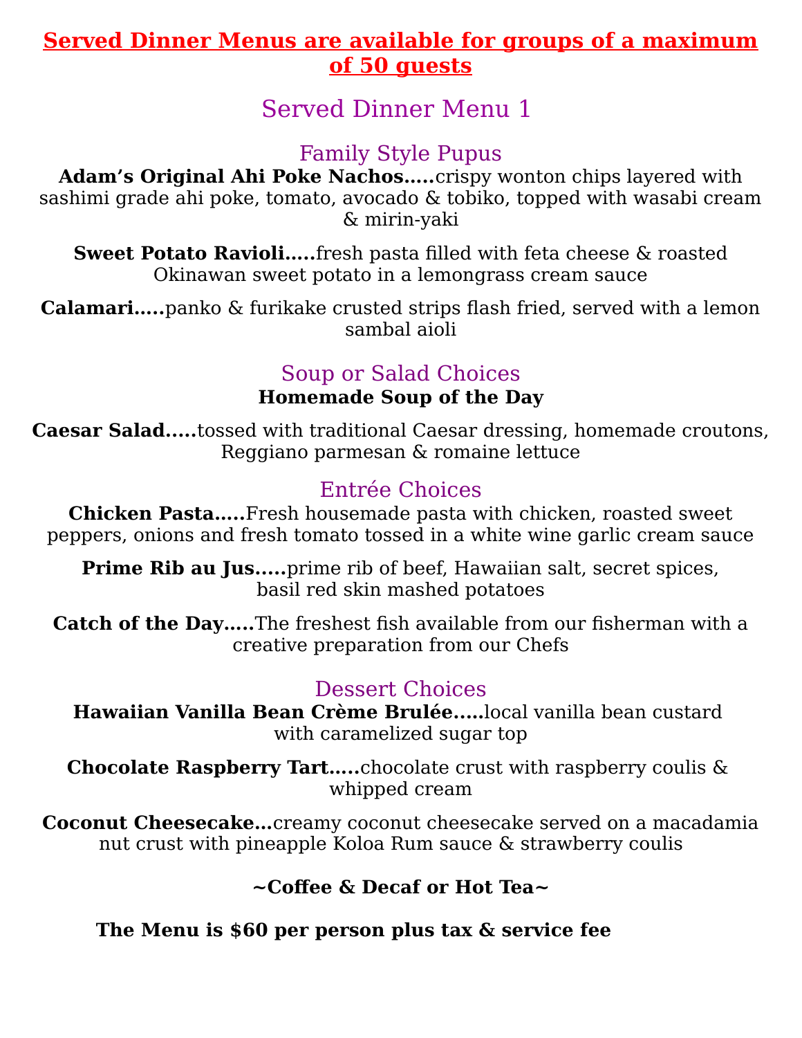**Served Dinner Menus are available for groups of a maximum of 50 guests**

# Served Dinner Menu 1

## Family Style Pupus

**Adam's Original Ahi Poke Nachos.....**crispy wonton chips layered with sashimi grade ahi poke, tomato, avocado & tobiko, topped with wasabi cream & mirin-yaki

**Sweet Potato Ravioli.....**fresh pasta filled with feta cheese & roasted Okinawan sweet potato in a lemongrass cream sauce

**Calamari.....**panko & furikake crusted strips flash fried, served with a lemon sambal aioli

## Soup or Salad Choices

**Homemade Soup of the Day**

**Caesar Salad.....**tossed with traditional Caesar dressing, homemade croutons, Reggiano parmesan & romaine lettuce

## Entrée Choices

**Chicken Pasta.....**Fresh housemade pasta with chicken, roasted sweet peppers, onions and fresh tomato tossed in a white wine garlic cream sauce

**Prime Rib au Jus.....**prime rib of beef, Hawaiian salt, secret spices, basil red skin mashed potatoes

**Catch of the Day.....**The freshest fish available from our fisherman with a creative preparation from our Chefs

## Dessert Choices

**Hawaiian Vanilla Bean Crème Brulée.....**local vanilla bean custard with caramelized sugar top

**Chocolate Raspberry Tart.....**chocolate crust with raspberry coulis & whipped cream

**Coconut Cheesecake...**creamy coconut cheesecake served on a macadamia nut crust with pineapple Koloa Rum sauce & strawberry coulis

**~Coffee & Decaf or Hot Tea~**

**The Menu is $60 per person plus tax & service fee**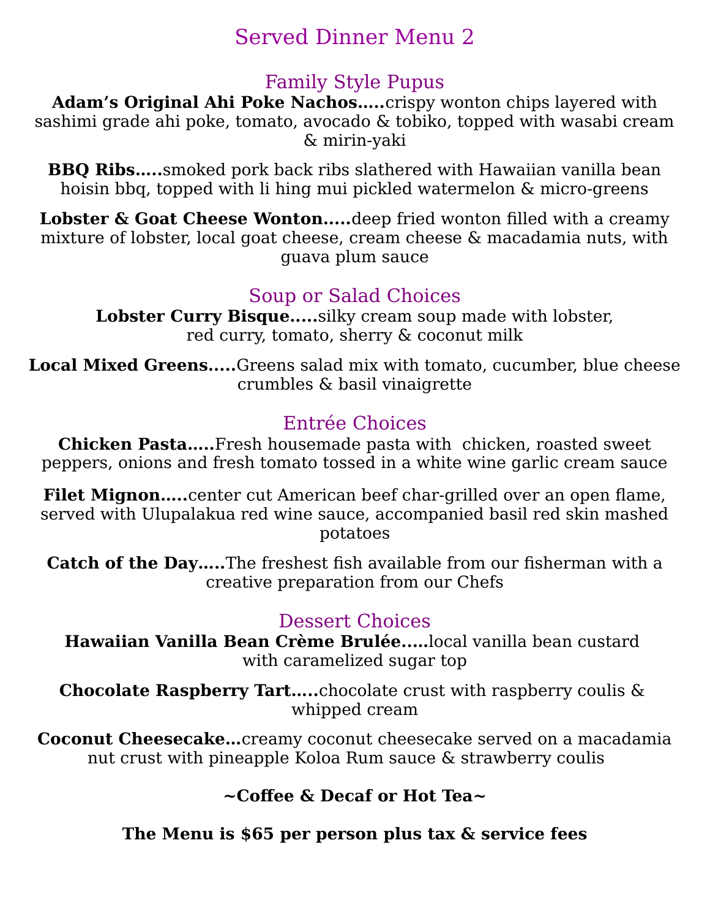# Served Dinner Menu 2

## Family Style Pupus

**Adam's Original Ahi Poke Nachos.....**crispy wonton chips layered with sashimi grade ahi poke, tomato, avocado & tobiko, topped with wasabi cream & mirin-yaki

**BBQ Ribs.....**smoked pork back ribs slathered with Hawaiian vanilla bean hoisin bbq, topped with li hing mui pickled watermelon & micro-greens

**Lobster & Goat Cheese Wonton.....**deep fried wonton filled with a creamy mixture of lobster, local goat cheese, cream cheese & macadamia nuts, with guava plum sauce

## Soup or Salad Choices

**Lobster Curry Bisque.....**silky cream soup made with lobster, red curry, tomato, sherry & coconut milk

**Local Mixed Greens.....**Greens salad mix with tomato, cucumber, blue cheese crumbles & basil vinaigrette

## Entrée Choices

**Chicken Pasta.....**Fresh housemade pasta with chicken, roasted sweet peppers, onions and fresh tomato tossed in a white wine garlic cream sauce

**Filet Mignon.....**center cut American beef char-grilled over an open flame, served with Ulupalakua red wine sauce, accompanied basil red skin mashed potatoes

**Catch of the Day.....**The freshest fish available from our fisherman with a creative preparation from our Chefs

## Dessert Choices

**Hawaiian Vanilla Bean Crème Brulée.....**local vanilla bean custard with caramelized sugar top

**Chocolate Raspberry Tart.....**chocolate crust with raspberry coulis & whipped cream

**Coconut Cheesecake...**creamy coconut cheesecake served on a macadamia nut crust with pineapple Koloa Rum sauce & strawberry coulis

**~Coffee & Decaf or Hot Tea~**

**The Menu is $65 per person plus tax & service fees**